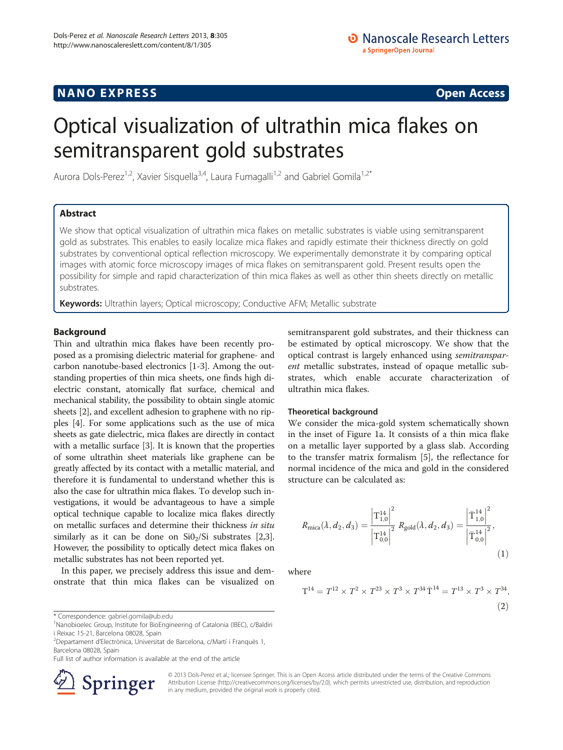NANO EXPRESS

Open Access

# Optical visualization of ultrathin mica flakes on semitransparent gold substrates

Aurora Dols-Perez[1,2], Xavier Sisquella[3,4], Laura Fumagalli[1,2] and Gabriel Gomila[1,2*]

## Abstract

We show that optical visualization of ultrathin mica flakes on metallic substrates is viable using semitransparent gold as substrates. This enables to easily localize mica flakes and rapidly estimate their thickness directly on gold substrates by conventional optical reflection microscopy. We experimentally demonstrate it by comparing optical images with atomic force microscopy images of mica flakes on semitransparent gold. Present results open the possibility for simple and rapid characterization of thin mica flakes as well as other thin sheets directly on metallic substrates.

**Keywords:** Ultrathin layers; Optical microscopy; Conductive AFM; Metallic substrate

## Background

Thin and ultrathin mica flakes have been recently proposed as a promising dielectric material for graphene- and carbon nanotube-based electronics [1-3]. Among the outstanding properties of thin mica sheets, one finds high dielectric constant, atomically flat surface, chemical and mechanical stability, the possibility to obtain single atomic sheets [2], and excellent adhesion to graphene with no ripples [4]. For some applications such as the use of mica sheets as gate dielectric, mica flakes are directly in contact with a metallic surface [3]. It is known that the properties of some ultrathin sheet materials like graphene can be greatly affected by its contact with a metallic material, and therefore it is fundamental to understand whether this is also the case for ultrathin mica flakes. To develop such investigations, it would be advantageous to have a simple optical technique capable to localize mica flakes directly on metallic surfaces and determine their thickness *in situ* similarly as it can be done on $SiO_2$/Si substrates [2,3]. However, the possibility to optically detect mica flakes on metallic substrates has not been reported yet.

In this paper, we precisely address this issue and demonstrate that thin mica flakes can be visualized on semitransparent gold substrates, and their thickness can be estimated by optical microscopy. We show that the optical contrast is largely enhanced using *semitransparent* metallic substrates, instead of opaque metallic substrates, which enable accurate characterization of ultrathin mica flakes.

### Theoretical background

We consider the mica-gold system schematically shown in the inset of Figure 1a. It consists of a thin mica flake on a metallic layer supported by a glass slab. According to the transfer matrix formalism [5], the reflectance for normal incidence of the mica and gold in the considered structure can be calculated as:

$$R_{\text{mica}}(\lambda, d_2, d_3) = \frac{\left|T^{14}_{1,0}\right|^2}{\left|T^{14}_{0,0}\right|^2} \quad R_{\text{gold}}(\lambda, d_2, d_3) = \frac{\left|\bar{T}^{14}_{1,0}\right|^2}{\left|\bar{T}^{14}_{0,0}\right|^2}, \tag{1}$$

where

$$T^{14} = T^{12} \times T^{2} \times T^{23} \times T^{3} \times T^{34} \, \bar{T}^{14} = T^{13} \times T^{3} \times T^{34}, \tag{2}$$

\* Correspondence: gabriel.gomila@ub.edu

[1]Nanobioelec Group, Institute for BioEngineering of Catalonia (IBEC), c/Baldiri i Reixac 15-21, Barcelona 08028, Spain

[2]Departament d'Electrònica, Universitat de Barcelona, c/Martí i Franquès 1, Barcelona 08028, Spain

Full list of author information is available at the end of the article

© 2013 Dols-Perez et al.; licensee Springer. This is an Open Access article distributed under the terms of the Creative Commons Attribution License (http://creativecommons.org/licenses/by/2.0), which permits unrestricted use, distribution, and reproduction in any medium, provided the original work is properly cited.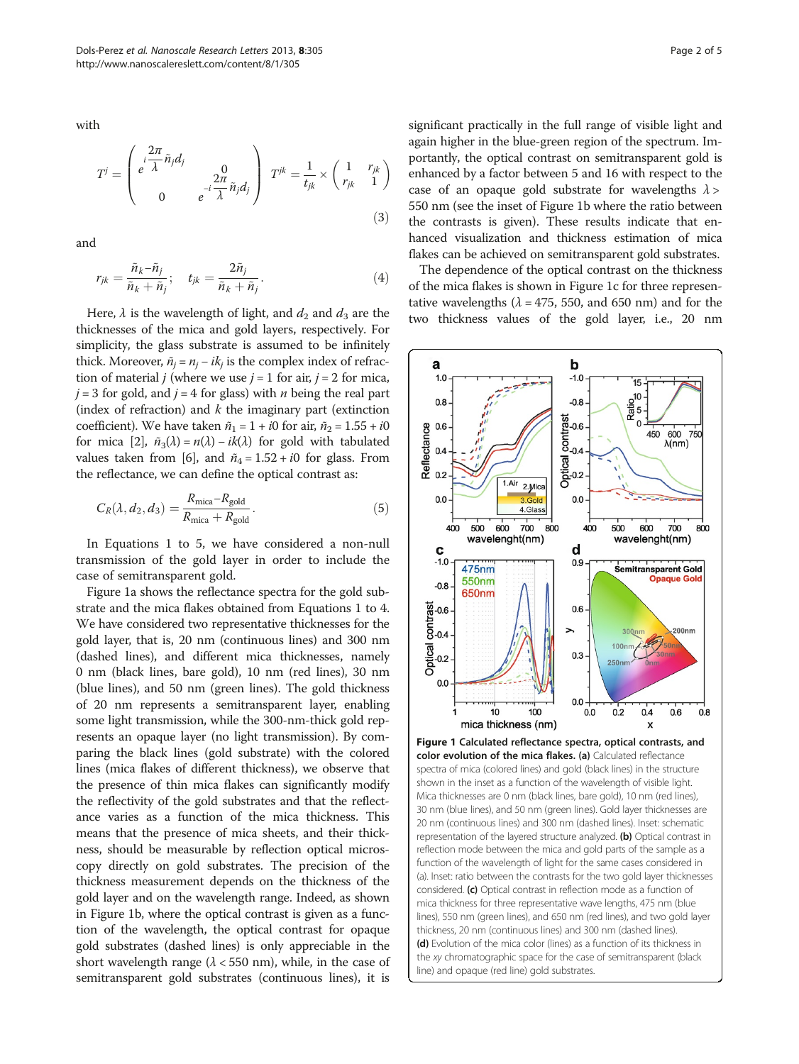with

$$T^j = \begin{pmatrix} e^{i\frac{2\pi}{\lambda}\tilde{n}_j d_j} & 0 \\ 0 & e^{-i\frac{2\pi}{\lambda}\tilde{n}_j d_j} \end{pmatrix} \quad T^{jk} = \frac{1}{t_{jk}} \times \begin{pmatrix} 1 & r_{jk} \\ r_{jk} & 1 \end{pmatrix} \tag{3}$$

and

$$r_{jk} = \frac{\tilde{n}_k - \tilde{n}_j}{\tilde{n}_k + \tilde{n}_j}; \quad t_{jk} = \frac{2\tilde{n}_j}{\tilde{n}_k + \tilde{n}_j}. \tag{4}$$

Here, $\lambda$ is the wavelength of light, and $d_2$ and $d_3$ are the thicknesses of the mica and gold layers, respectively. For simplicity, the glass substrate is assumed to be infinitely thick. Moreover, $\tilde{n}_j = n_j - ik_j$ is the complex index of refraction of material $j$ (where we use $j = 1$ for air, $j = 2$ for mica, $j = 3$ for gold, and $j = 4$ for glass) with $n$ being the real part (index of refraction) and $k$ the imaginary part (extinction coefficient). We have taken $\tilde{n}_1 = 1 + i0$ for air, $\tilde{n}_2 = 1.55 + i0$ for mica [2], $\tilde{n}_3(\lambda) = n(\lambda) - ik(\lambda)$ for gold with tabulated values taken from [6], and $\tilde{n}_4 = 1.52 + i0$ for glass. From the reflectance, we can define the optical contrast as:

$$C_R(\lambda, d_2, d_3) = \frac{R_{\text{mica}} - R_{\text{gold}}}{R_{\text{mica}} + R_{\text{gold}}}. \tag{5}$$

In Equations 1 to 5, we have considered a non-null transmission of the gold layer in order to include the case of semitransparent gold.

Figure 1a shows the reflectance spectra for the gold substrate and the mica flakes obtained from Equations 1 to 4. We have considered two representative thicknesses for the gold layer, that is, 20 nm (continuous lines) and 300 nm (dashed lines), and different mica thicknesses, namely 0 nm (black lines, bare gold), 10 nm (red lines), 30 nm (blue lines), and 50 nm (green lines). The gold thickness of 20 nm represents a semitransparent layer, enabling some light transmission, while the 300-nm-thick gold represents an opaque layer (no light transmission). By comparing the black lines (gold substrate) with the colored lines (mica flakes of different thickness), we observe that the presence of thin mica flakes can significantly modify the reflectivity of the gold substrates and that the reflectance varies as a function of the mica thickness. This means that the presence of mica sheets, and their thickness, should be measurable by reflection optical microscopy directly on gold substrates. The precision of the thickness measurement depends on the thickness of the gold layer and on the wavelength range. Indeed, as shown in Figure 1b, where the optical contrast is given as a function of the wavelength, the optical contrast for opaque gold substrates (dashed lines) is only appreciable in the short wavelength range ($\lambda < 550$ nm), while, in the case of semitransparent gold substrates (continuous lines), it is significant practically in the full range of visible light and again higher in the blue-green region of the spectrum. Importantly, the optical contrast on semitransparent gold is enhanced by a factor between 5 and 16 with respect to the case of an opaque gold substrate for wavelengths $\lambda > 550$ nm (see the inset of Figure 1b where the ratio between the contrasts is given). These results indicate that enhanced visualization and thickness estimation of mica flakes can be achieved on semitransparent gold substrates.

The dependence of the optical contrast on the thickness of the mica flakes is shown in Figure 1c for three representative wavelengths ($\lambda = 475$, 550, and 650 nm) and for the two thickness values of the gold layer, i.e., 20 nm

**Figure 1 Calculated reflectance spectra, optical contrasts, and color evolution of the mica flakes.** **(a)** Calculated reflectance spectra of mica (colored lines) and gold (black lines) in the structure shown in the inset as a function of the wavelength of visible light. Mica thicknesses are 0 nm (black lines, bare gold), 10 nm (red lines), 30 nm (blue lines), and 50 nm (green lines). Gold layer thicknesses are 20 nm (continuous lines) and 300 nm (dashed lines). Inset: schematic representation of the layered structure analyzed. **(b)** Optical contrast in reflection mode between the mica and gold parts of the sample as a function of the wavelength of light for the same cases considered in (a). Inset: ratio between the contrasts for the two gold layer thicknesses considered. **(c)** Optical contrast in reflection mode as a function of mica thickness for three representative wave lengths, 475 nm (blue lines), 550 nm (green lines), and 650 nm (red lines), and two gold layer thickness, 20 nm (continuous lines) and 300 nm (dashed lines). **(d)** Evolution of the mica color (lines) as a function of its thickness in the *xy* chromatographic space for the case of semitransparent (black line) and opaque (red line) gold substrates.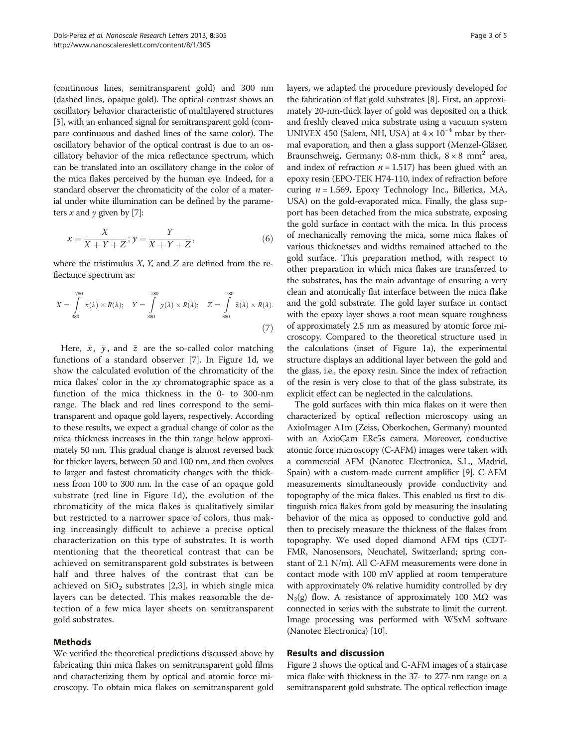(continuous lines, semitransparent gold) and 300 nm (dashed lines, opaque gold). The optical contrast shows an oscillatory behavior characteristic of multilayered structures [5], with an enhanced signal for semitransparent gold (compare continuous and dashed lines of the same color). The oscillatory behavior of the optical contrast is due to an oscillatory behavior of the mica reflectance spectrum, which can be translated into an oscillatory change in the color of the mica flakes perceived by the human eye. Indeed, for a standard observer the chromaticity of the color of a material under white illumination can be defined by the parameters $x$ and $y$ given by [7]:

$$x = \frac{X}{X+Y+Z}; y = \frac{Y}{X+Y+Z}, \tag{6}$$

where the tristimulus $X$, $Y$, and $Z$ are defined from the reflectance spectrum as:

$$X = \int_{380}^{780} \bar{x}(\lambda) \times R(\lambda); \quad Y = \int_{380}^{780} \bar{y}(\lambda) \times R(\lambda); \quad Z = \int_{380}^{780} \bar{z}(\lambda) \times R(\lambda). \tag{7}$$

Here, $\bar{x}$, $\bar{y}$, and $\bar{z}$ are the so-called color matching functions of a standard observer [7]. In Figure 1d, we show the calculated evolution of the chromaticity of the mica flakes' color in the $xy$ chromatographic space as a function of the mica thickness in the 0- to 300-nm range. The black and red lines correspond to the semitransparent and opaque gold layers, respectively. According to these results, we expect a gradual change of color as the mica thickness increases in the thin range below approximately 50 nm. This gradual change is almost reversed back for thicker layers, between 50 and 100 nm, and then evolves to larger and fastest chromaticity changes with the thickness from 100 to 300 nm. In the case of an opaque gold substrate (red line in Figure 1d), the evolution of the chromaticity of the mica flakes is qualitatively similar but restricted to a narrower space of colors, thus making increasingly difficult to achieve a precise optical characterization on this type of substrates. It is worth mentioning that the theoretical contrast that can be achieved on semitransparent gold substrates is between half and three halves of the contrast that can be achieved on $SiO_2$ substrates [2,3], in which single mica layers can be detected. This makes reasonable the detection of a few mica layer sheets on semitransparent gold substrates.

## Methods

We verified the theoretical predictions discussed above by fabricating thin mica flakes on semitransparent gold films and characterizing them by optical and atomic force microscopy. To obtain mica flakes on semitransparent gold layers, we adapted the procedure previously developed for the fabrication of flat gold substrates [8]. First, an approximately 20-nm-thick layer of gold was deposited on a thick and freshly cleaved mica substrate using a vacuum system UNIVEX 450 (Salem, NH, USA) at $4 \times 10^{-4}$ mbar by thermal evaporation, and then a glass support (Menzel-Gläser, Braunschweig, Germany; 0.8-mm thick, $8 \times 8$ mm$^2$ area, and index of refraction $n = 1.517$) has been glued with an epoxy resin (EPO-TEK H74-110, index of refraction before curing $n = 1.569$, Epoxy Technology Inc., Billerica, MA, USA) on the gold-evaporated mica. Finally, the glass support has been detached from the mica substrate, exposing the gold surface in contact with the mica. In this process of mechanically removing the mica, some mica flakes of various thicknesses and widths remained attached to the gold surface. This preparation method, with respect to other preparation in which mica flakes are transferred to the substrates, has the main advantage of ensuring a very clean and atomically flat interface between the mica flake and the gold substrate. The gold layer surface in contact with the epoxy layer shows a root mean square roughness of approximately 2.5 nm as measured by atomic force microscopy. Compared to the theoretical structure used in the calculations (inset of Figure 1a), the experimental structure displays an additional layer between the gold and the glass, i.e., the epoxy resin. Since the index of refraction of the resin is very close to that of the glass substrate, its explicit effect can be neglected in the calculations.

The gold surfaces with thin mica flakes on it were then characterized by optical reflection microscopy using an AxioImager A1m (Zeiss, Oberkochen, Germany) mounted with an AxioCam ERc5s camera. Moreover, conductive atomic force microscopy (C-AFM) images were taken with a commercial AFM (Nanotec Electronica, S.L., Madrid, Spain) with a custom-made current amplifier [9]. C-AFM measurements simultaneously provide conductivity and topography of the mica flakes. This enabled us first to distinguish mica flakes from gold by measuring the insulating behavior of the mica as opposed to conductive gold and then to precisely measure the thickness of the flakes from topography. We used doped diamond AFM tips (CDT-FMR, Nanosensors, Neuchatel, Switzerland; spring constant of 2.1 N/m). All C-AFM measurements were done in contact mode with 100 mV applied at room temperature with approximately 0% relative humidity controlled by dry $N_2$(g) flow. A resistance of approximately 100 MΩ was connected in series with the substrate to limit the current. Image processing was performed with WSxM software (Nanotec Electronica) [10].

## Results and discussion

Figure 2 shows the optical and C-AFM images of a staircase mica flake with thickness in the 37- to 277-nm range on a semitransparent gold substrate. The optical reflection image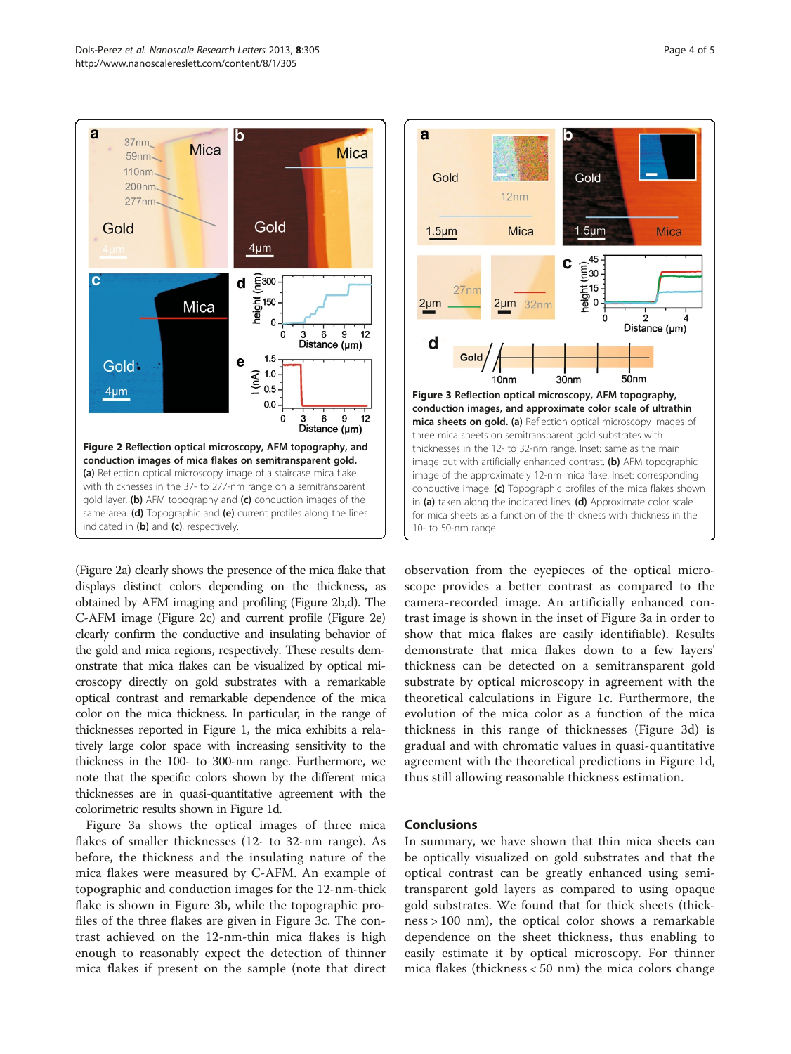**Figure 2 Reflection optical microscopy, AFM topography, and conduction images of mica flakes on semitransparent gold.** **(a)** Reflection optical microscopy image of a staircase mica flake with thicknesses in the 37- to 277-nm range on a semitransparent gold layer. **(b)** AFM topography and **(c)** conduction images of the same area. **(d)** Topographic and **(e)** current profiles along the lines indicated in **(b)** and **(c)**, respectively.

**Figure 3 Reflection optical microscopy, AFM topography, conduction images, and approximate color scale of ultrathin mica sheets on gold.** **(a)** Reflection optical microscopy images of three mica sheets on semitransparent gold substrates with thicknesses in the 12- to 32-nm range. Inset: same as the main image but with artificially enhanced contrast. **(b)** AFM topographic image of the approximately 12-nm mica flake. Inset: corresponding conductive image. **(c)** Topographic profiles of the mica flakes shown in **(a)** taken along the indicated lines. **(d)** Approximate color scale for mica sheets as a function of the thickness with thickness in the 10- to 50-nm range.

(Figure 2a) clearly shows the presence of the mica flake that displays distinct colors depending on the thickness, as obtained by AFM imaging and profiling (Figure 2b,d). The C-AFM image (Figure 2c) and current profile (Figure 2e) clearly confirm the conductive and insulating behavior of the gold and mica regions, respectively. These results demonstrate that mica flakes can be visualized by optical microscopy directly on gold substrates with a remarkable optical contrast and remarkable dependence of the mica color on the mica thickness. In particular, in the range of thicknesses reported in Figure 1, the mica exhibits a relatively large color space with increasing sensitivity to the thickness in the 100- to 300-nm range. Furthermore, we note that the specific colors shown by the different mica thicknesses are in quasi-quantitative agreement with the colorimetric results shown in Figure 1d.

Figure 3a shows the optical images of three mica flakes of smaller thicknesses (12- to 32-nm range). As before, the thickness and the insulating nature of the mica flakes were measured by C-AFM. An example of topographic and conduction images for the 12-nm-thick flake is shown in Figure 3b, while the topographic profiles of the three flakes are given in Figure 3c. The contrast achieved on the 12-nm-thin mica flakes is high enough to reasonably expect the detection of thinner mica flakes if present on the sample (note that direct observation from the eyepieces of the optical microscope provides a better contrast as compared to the camera-recorded image. An artificially enhanced contrast image is shown in the inset of Figure 3a in order to show that mica flakes are easily identifiable). Results demonstrate that mica flakes down to a few layers' thickness can be detected on a semitransparent gold substrate by optical microscopy in agreement with the theoretical calculations in Figure 1c. Furthermore, the evolution of the mica color as a function of the mica thickness in this range of thicknesses (Figure 3d) is gradual and with chromatic values in quasi-quantitative agreement with the theoretical predictions in Figure 1d, thus still allowing reasonable thickness estimation.

## Conclusions

In summary, we have shown that thin mica sheets can be optically visualized on gold substrates and that the optical contrast can be greatly enhanced using semitransparent gold layers as compared to using opaque gold substrates. We found that for thick sheets (thickness > 100 nm), the optical color shows a remarkable dependence on the sheet thickness, thus enabling to easily estimate it by optical microscopy. For thinner mica flakes (thickness < 50 nm) the mica colors change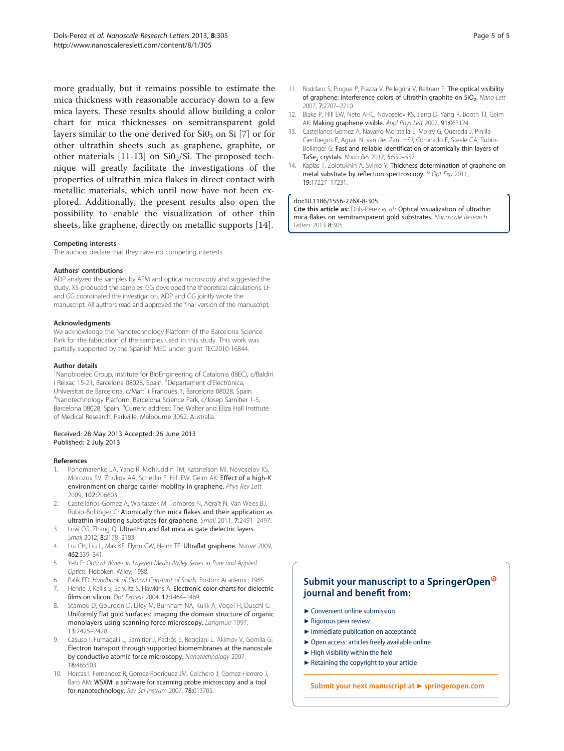more gradually, but it remains possible to estimate the mica thickness with reasonable accuracy down to a few mica layers. These results should allow building a color chart for mica thicknesses on semitransparent gold layers similar to the one derived for $SiO_2$ on Si [7] or for other ultrathin sheets such as graphene, graphite, or other materials [11-13] on $SiO_2$/Si. The proposed technique will greatly facilitate the investigations of the properties of ultrathin mica flakes in direct contact with metallic materials, which until now have not been explored. Additionally, the present results also open the possibility to enable the visualization of other thin sheets, like graphene, directly on metallic supports [14].

### Competing interests

The authors declare that they have no competing interests.

### Authors' contributions

ADP analyzed the samples by AFM and optical microscopy and suggested the study. XS produced the samples. GG developed the theoretical calculations. LF and GG coordinated the investigation. ADP and GG jointly wrote the manuscript. All authors read and approved the final version of the manuscript.

### Acknowledgments

We acknowledge the Nanotechnology Platform of the Barcelona Science Park for the fabrication of the samples used in this study. This work was partially supported by the Spanish MEC under grant TEC2010-16844.

### Author details

[1]Nanobioelec Group, Institute for BioEngineering of Catalonia (IBEC), c/Baldiri i Reixac 15-21, Barcelona 08028, Spain. [2]Departament d'Electrònica, Universitat de Barcelona, c/Martí i Franquès 1, Barcelona 08028, Spain. [3]Nanotechnology Platform, Barcelona Science Park, c/Josep Samitier 1-5, Barcelona 08028, Spain. [4]Current address: The Walter and Eliza Hall Institute of Medical Research, Parkville, Melbourne 3052, Australia.

Received: 28 May 2013 Accepted: 26 June 2013
Published: 2 July 2013

### References

1. Ponomarenko LA, Yang R, Mohiuddin TM, Katsnelson MI, Novoselov KS, Morozov SV, Zhukov AA, Schedin F, Hill EW, Geim AK: Effect of a high-*K* environment on charge carrier mobility in graphene. *Phys Rev Lett* 2009, **102:**206603.
2. Castellanos-Gomez A, Wojtaszek M, Tombros N, Agraït N, Van Wees BJ, Rubio-Bollinger G: Atomically thin mica flakes and their application as ultrathin insulating substrates for graphene. *Small* 2011, **7:**2491–2497.
3. Low CG, Zhang Q: Ultra-thin and flat mica as gate dielectric layers. *Small* 2012, **8:**2178–2183.
4. Lui CH, Liu L, Mak KF, Flynn GW, Heinz TF: Ultraflat graphene. *Nature* 2009, **462:**339–341.
5. Yeh P: *Optical Waves in Layered Media (Wiley Series in Pure and Applied Optics).* Hoboken: Wiley; 1988.
6. Palik ED: *Handbook of Optical Constant of Solids.* Boston: Academic; 1985.
7. Henrie J, Kellis S, Schultz S, Hawkins A: Electronic color charts for dielectric films on silicon. *Opt Express* 2004, **12:**1464–1469.
8. Stamou D, Gourdon D, Liley M, Burnham NA, Kulik A, Vogel H, Duschl C: Uniformly flat gold surfaces: imaging the domain structure of organic monolayers using scanning force microscopy. *Langmuir* 1997, **13:**2425–2428.
9. Casuso I, Fumagalli L, Samitier J, Padrós E, Reggiani L, Akimov V, Gomila G: Electron transport through supported biomembranes at the nanoscale by conductive atomic force microscopy. *Nanotechnology* 2007, **18:**465503.
10. Horcas I, Fernandez R, Gomez-Rodriguez JM, Colchero J, Gomez-Herrero J, Baro AM: WSXM: a software for scanning probe microscopy and a tool for nanotechnology. *Rev Sci Instrum* 2007, **78:**013705.
11. Roddaro S, Pingue P, Piazza V, Pellegrini V, Beltram F: The optical visibility of graphene: interference colors of ultrathin graphite on $SiO_2$. *Nano Lett* 2007, **7:**2707–2710.
12. Blake P, Hill EW, Neto AHC, Novoselov KS, Jiang D, Yang R, Booth TJ, Geim AK: Making graphene visible. *Appl Phys Lett* 2007, **91:**063124.
13. Castellanos-Gomez A, Navarro-Moratalla E, Mokry G, Quereda J, Pinilla-Cienfuegos E, Agraït N, van der Zant HSJ, Coronado E, Steele GA, Rubio-Bollinger G: Fast and reliable identification of atomically thin layers of $TaSe_2$ crystals. *Nano Res* 2012, **5:**550–557.
14. Kaplas T, Zolotukhin A, Svirko Y: Thickness determination of graphene on metal substrate by reflection spectroscopy. *Y Opt Exp* 2011, **19:**17227–17231.

doi:10.1186/1556-276X-8-305
**Cite this article as:** Dols-Perez *et al.*: Optical visualization of ultrathin mica flakes on semitransparent gold substrates. *Nanoscale Research Letters* 2013 **8**:305.